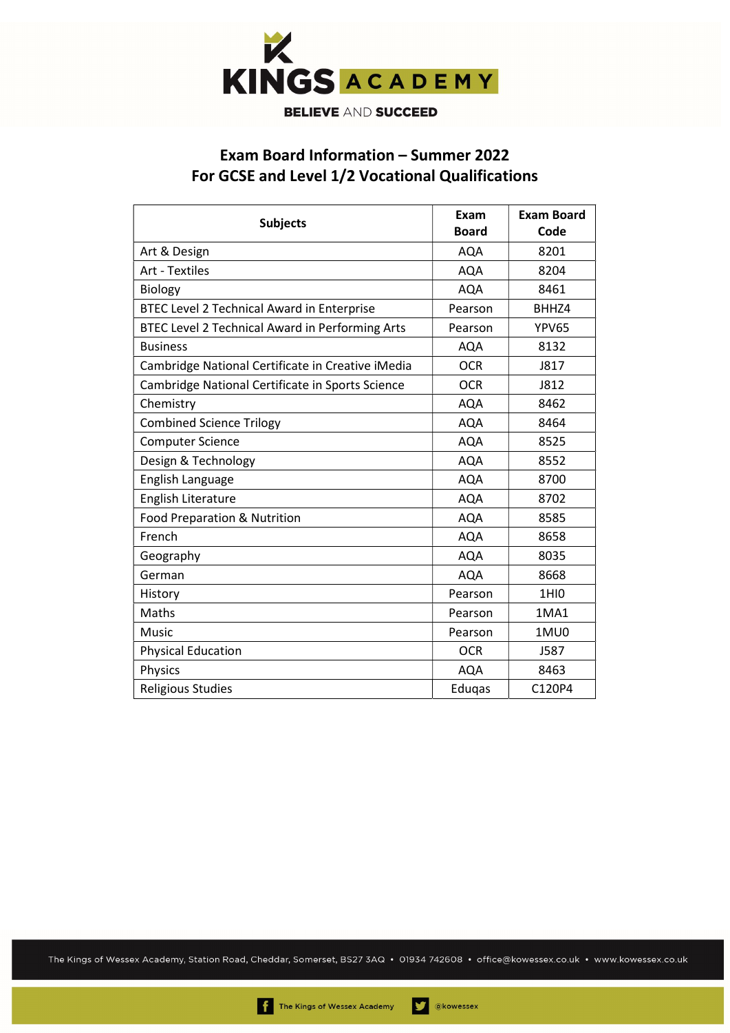KINGS ACADEMY

BELIEVE AND SUCCEED

## Exam Board Information – Summer 2022
## For GCSE and Level 1/2 Vocational Qualifications

| Subjects | Exam Board | Exam Board Code |
|---|---|---|
| Art & Design | AQA | 8201 |
| Art - Textiles | AQA | 8204 |
| Biology | AQA | 8461 |
| BTEC Level 2 Technical Award in Enterprise | Pearson | BHHZ4 |
| BTEC Level 2 Technical Award in Performing Arts | Pearson | YPV65 |
| Business | AQA | 8132 |
| Cambridge National Certificate in Creative iMedia | OCR | J817 |
| Cambridge National Certificate in Sports Science | OCR | J812 |
| Chemistry | AQA | 8462 |
| Combined Science Trilogy | AQA | 8464 |
| Computer Science | AQA | 8525 |
| Design & Technology | AQA | 8552 |
| English Language | AQA | 8700 |
| English Literature | AQA | 8702 |
| Food Preparation & Nutrition | AQA | 8585 |
| French | AQA | 8658 |
| Geography | AQA | 8035 |
| German | AQA | 8668 |
| History | Pearson | 1HI0 |
| Maths | Pearson | 1MA1 |
| Music | Pearson | 1MU0 |
| Physical Education | OCR | J587 |
| Physics | AQA | 8463 |
| Religious Studies | Eduqas | C120P4 |

The Kings of Wessex Academy, Station Road, Cheddar, Somerset, BS27 3AQ • 01934 742608 • office@kowessex.co.uk • www.kowessex.co.uk

The Kings of Wessex Academy @kowessex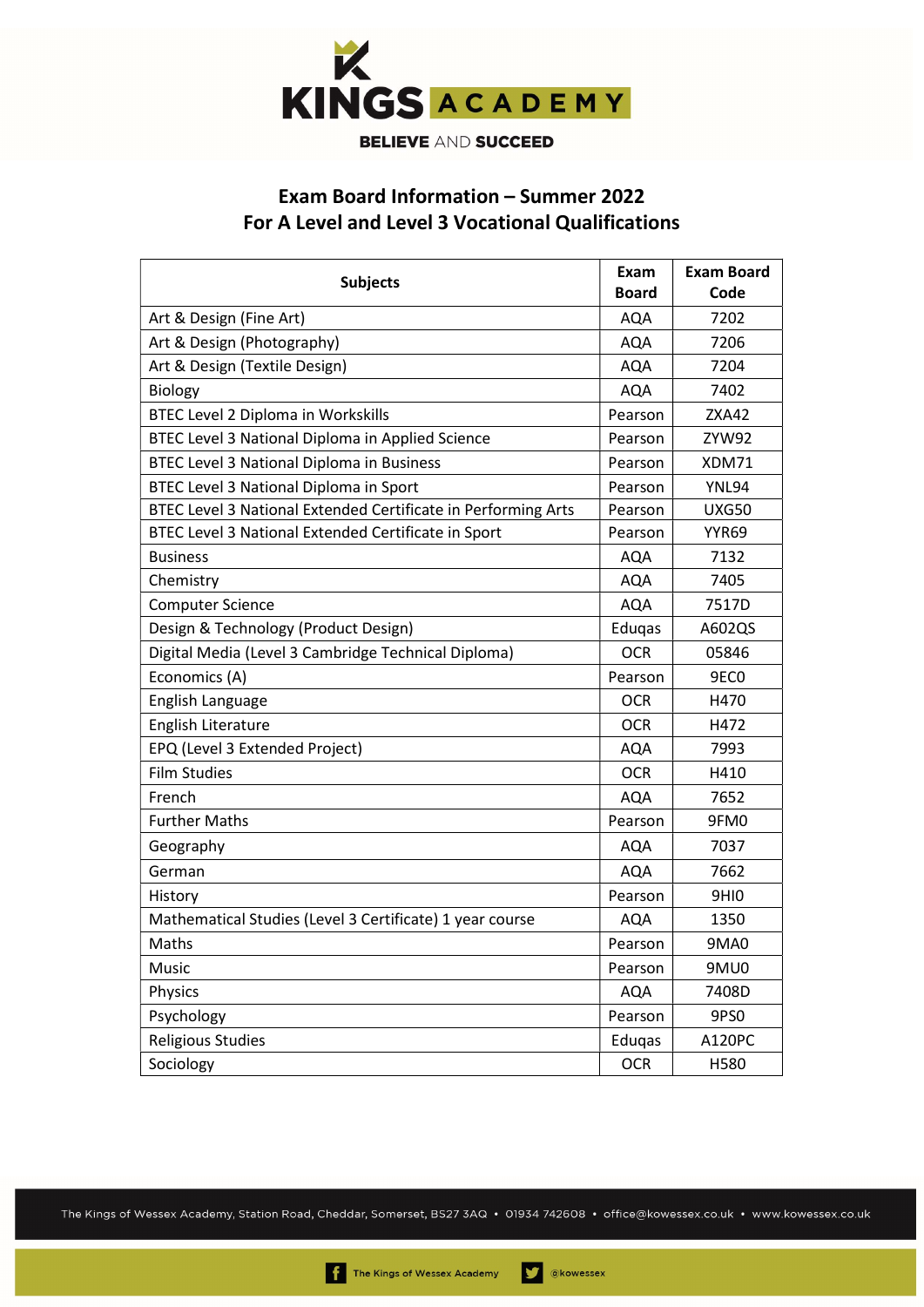KINGS ACADEMY

BELIEVE AND SUCCEED

## Exam Board Information – Summer 2022
## For A Level and Level 3 Vocational Qualifications

| Subjects | Exam Board | Exam Board Code |
|---|---|---|
| Art & Design (Fine Art) | AQA | 7202 |
| Art & Design (Photography) | AQA | 7206 |
| Art & Design (Textile Design) | AQA | 7204 |
| Biology | AQA | 7402 |
| BTEC Level 2 Diploma in Workskills | Pearson | ZXA42 |
| BTEC Level 3 National Diploma in Applied Science | Pearson | ZYW92 |
| BTEC Level 3 National Diploma in Business | Pearson | XDM71 |
| BTEC Level 3 National Diploma in Sport | Pearson | YNL94 |
| BTEC Level 3 National Extended Certificate in Performing Arts | Pearson | UXG50 |
| BTEC Level 3 National Extended Certificate in Sport | Pearson | YYR69 |
| Business | AQA | 7132 |
| Chemistry | AQA | 7405 |
| Computer Science | AQA | 7517D |
| Design & Technology (Product Design) | Eduqas | A602QS |
| Digital Media (Level 3 Cambridge Technical Diploma) | OCR | 05846 |
| Economics (A) | Pearson | 9EC0 |
| English Language | OCR | H470 |
| English Literature | OCR | H472 |
| EPQ (Level 3 Extended Project) | AQA | 7993 |
| Film Studies | OCR | H410 |
| French | AQA | 7652 |
| Further Maths | Pearson | 9FM0 |
| Geography | AQA | 7037 |
| German | AQA | 7662 |
| History | Pearson | 9HI0 |
| Mathematical Studies (Level 3 Certificate) 1 year course | AQA | 1350 |
| Maths | Pearson | 9MA0 |
| Music | Pearson | 9MU0 |
| Physics | AQA | 7408D |
| Psychology | Pearson | 9PS0 |
| Religious Studies | Eduqas | A120PC |
| Sociology | OCR | H580 |

The Kings of Wessex Academy, Station Road, Cheddar, Somerset, BS27 3AQ • 01934 742608 • office@kowessex.co.uk • www.kowessex.co.uk

The Kings of Wessex Academy @kowessex